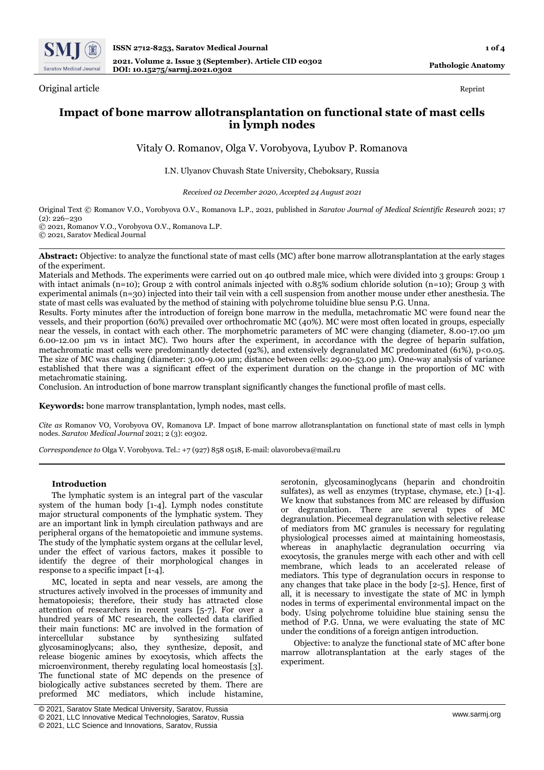Original article

Reprint

# Impact of bone marrow allotransplantation on functional state of mast cells in lymph nodes

Vitaly O. Romanov, Olga V. Vorobyova, Lyubov P. Romanova

I.N. Ulyanov Chuvash State University, Cheboksary, Russia

*Received 02 December 2020, Accepted 24 August 2021*

Original Text © Romanov V.O., Vorobyova O.V., Romanova L.P., 2021, published in *Saratov Journal of Medical Scientific Research* 2021; 17 (2): 226–230

© 2021, Romanov V.O., Vorobyova O.V., Romanova L.P.

© 2021, Saratov Medical Journal

---

**Abstract:** Objective: to analyze the functional state of mast cells (MC) after bone marrow allotransplantation at the early stages of the experiment.

Materials and Methods. The experiments were carried out on 40 outbred male mice, which were divided into 3 groups: Group 1 with intact animals (n=10); Group 2 with control animals injected with 0.85% sodium chloride solution (n=10); Group 3 with experimental animals (n=30) injected into their tail vein with a cell suspension from another mouse under ether anesthesia. The state of mast cells was evaluated by the method of staining with polychrome toluidine blue sensu P.G. Unna.

Results. Forty minutes after the introduction of foreign bone marrow in the medulla, metachromatic MC were found near the vessels, and their proportion (60%) prevailed over orthochromatic MC (40%). MC were most often located in groups, especially near the vessels, in contact with each other. The morphometric parameters of MC were changing (diameter, 8.00-17.00 µm 6.00-12.00 µm vs in intact MC). Two hours after the experiment, in accordance with the degree of heparin sulfation, metachromatic mast cells were predominantly detected (92%), and extensively degranulated MC predominated (61%), $p<0.05$. The size of MC was changing (diameter: 3.00-9.00 µm; distance between cells: 29.00-53.00 µm). One-way analysis of variance established that there was a significant effect of the experiment duration on the change in the proportion of MC with metachromatic staining.

Conclusion. An introduction of bone marrow transplant significantly changes the functional profile of mast cells.

**Keywords:** bone marrow transplantation, lymph nodes, mast cells.

*Cite as* Romanov VO, Vorobyova OV, Romanova LP. Impact of bone marrow allotransplantation on functional state of mast cells in lymph nodes. *Saratov Medical Journal* 2021; 2 (3): e0302.

*Correspondence to* Olga V. Vorobyova. Tel.: +7 (927) 858 0518, E-mail: olavorobeva@mail.ru

---

### Introduction

The lymphatic system is an integral part of the vascular system of the human body [1-4]. Lymph nodes constitute major structural components of the lymphatic system. They are an important link in lymph circulation pathways and are peripheral organs of the hematopoietic and immune systems. The study of the lymphatic system organs at the cellular level, under the effect of various factors, makes it possible to identify the degree of their morphological changes in response to a specific impact [1-4].

MC, located in septa and near vessels, are among the structures actively involved in the processes of immunity and hematopoiesis; therefore, their study has attracted close attention of researchers in recent years [5-7]. For over a hundred years of MC research, the collected data clarified their main functions: MC are involved in the formation of intercellular substance by synthesizing sulfated glycosaminoglycans; also, they synthesize, deposit, and release biogenic amines by exocytosis, which affects the microenvironment, thereby regulating local homeostasis [3]. The functional state of MC depends on the presence of biologically active substances secreted by them. There are preformed MC mediators, which include histamine, serotonin, glycosaminoglycans (heparin and chondroitin sulfates), as well as enzymes (tryptase, chymase, etc.) [1-4]. We know that substances from MC are released by diffusion or degranulation. There are several types of MC degranulation. Piecemeal degranulation with selective release of mediators from MC granules is necessary for regulating physiological processes aimed at maintaining homeostasis, whereas in anaphylactic degranulation occurring via exocytosis, the granules merge with each other and with cell membrane, which leads to an accelerated release of mediators. This type of degranulation occurs in response to any changes that take place in the body [2-5]. Hence, first of all, it is necessary to investigate the state of MC in lymph nodes in terms of experimental environmental impact on the body. Using polychrome toluidine blue staining sensu the method of P.G. Unna, we were evaluating the state of MC under the conditions of a foreign antigen introduction.

Objective: to analyze the functional state of MC after bone marrow allotransplantation at the early stages of the experiment.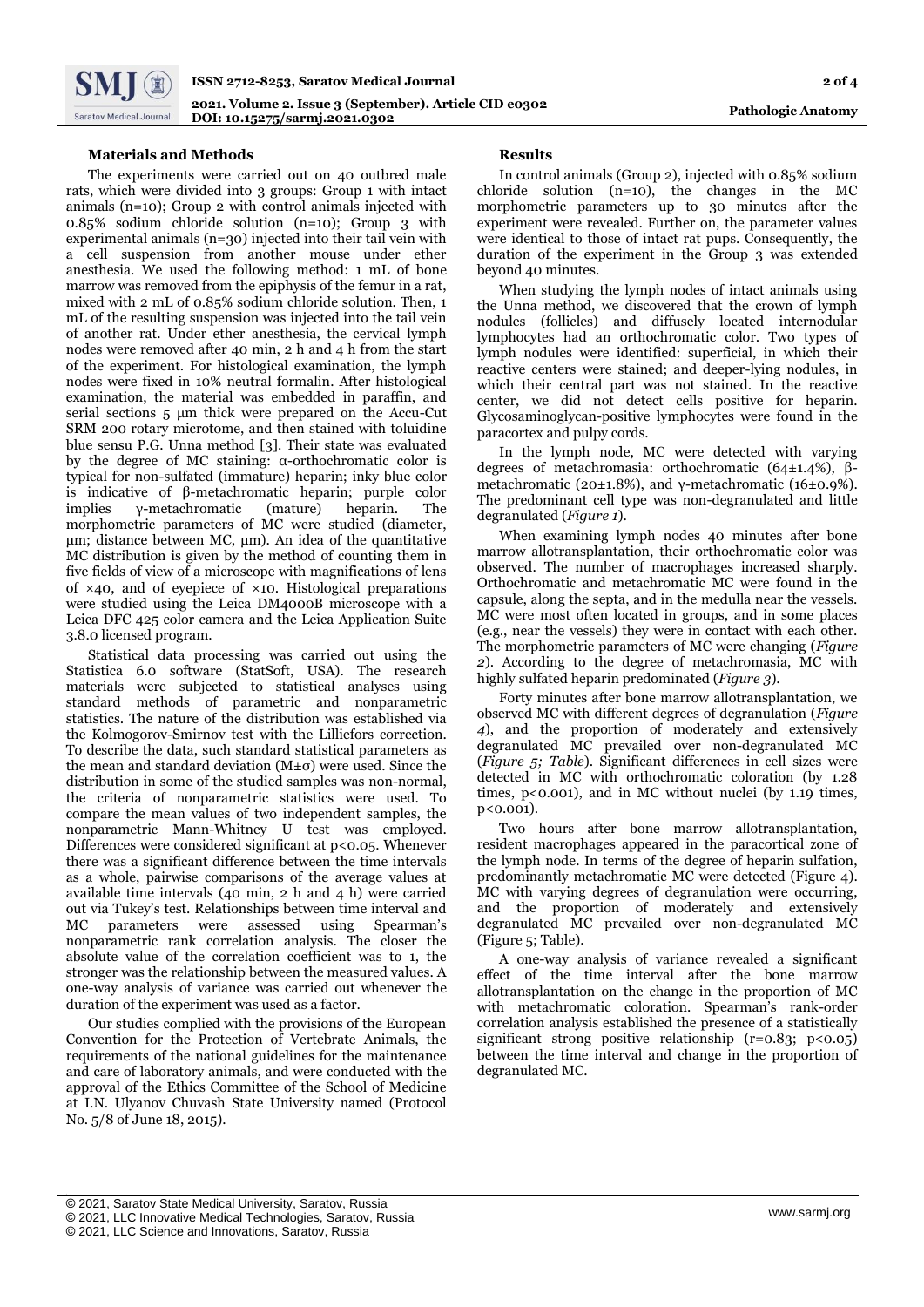## Materials and Methods

The experiments were carried out on 40 outbred male rats, which were divided into 3 groups: Group 1 with intact animals (n=10); Group 2 with control animals injected with 0.85% sodium chloride solution (n=10); Group 3 with experimental animals (n=30) injected into their tail vein with a cell suspension from another mouse under ether anesthesia. We used the following method: 1 mL of bone marrow was removed from the epiphysis of the femur in a rat, mixed with 2 mL of 0.85% sodium chloride solution. Then, 1 mL of the resulting suspension was injected into the tail vein of another rat. Under ether anesthesia, the cervical lymph nodes were removed after 40 min, 2 h and 4 h from the start of the experiment. For histological examination, the lymph nodes were fixed in 10% neutral formalin. After histological examination, the material was embedded in paraffin, and serial sections 5 μm thick were prepared on the Accu-Cut SRM 200 rotary microtome, and then stained with toluidine blue sensu P.G. Unna method [3]. Their state was evaluated by the degree of MC staining: α-orthochromatic color is typical for non-sulfated (immature) heparin; inky blue color is indicative of β-metachromatic heparin; purple color implies γ-metachromatic (mature) heparin. The morphometric parameters of MC were studied (diameter, μm; distance between MC, μm). An idea of the quantitative MC distribution is given by the method of counting them in five fields of view of a microscope with magnifications of lens of ×40, and of eyepiece of ×10. Histological preparations were studied using the Leica DM4000B microscope with a Leica DFC 425 color camera and the Leica Application Suite 3.8.0 licensed program.

Statistical data processing was carried out using the Statistica 6.0 software (StatSoft, USA). The research materials were subjected to statistical analyses using standard methods of parametric and nonparametric statistics. The nature of the distribution was established via the Kolmogorov-Smirnov test with the Lilliefors correction. To describe the data, such standard statistical parameters as the mean and standard deviation ($M \pm \sigma$) were used. Since the distribution in some of the studied samples was non-normal, the criteria of nonparametric statistics were used. To compare the mean values of two independent samples, the nonparametric Mann-Whitney U test was employed. Differences were considered significant at $p<0.05$. Whenever there was a significant difference between the time intervals as a whole, pairwise comparisons of the average values at available time intervals (40 min, 2 h and 4 h) were carried out via Tukey's test. Relationships between time interval and MC parameters were assessed using Spearman's nonparametric rank correlation analysis. The closer the absolute value of the correlation coefficient was to 1, the stronger was the relationship between the measured values. A one-way analysis of variance was carried out whenever the duration of the experiment was used as a factor.

Our studies complied with the provisions of the European Convention for the Protection of Vertebrate Animals, the requirements of the national guidelines for the maintenance and care of laboratory animals, and were conducted with the approval of the Ethics Committee of the School of Medicine at I.N. Ulyanov Chuvash State University named (Protocol No. 5/8 of June 18, 2015).

## Results

In control animals (Group 2), injected with 0.85% sodium chloride solution (n=10), the changes in the MC morphometric parameters up to 30 minutes after the experiment were revealed. Further on, the parameter values were identical to those of intact rat pups. Consequently, the duration of the experiment in the Group 3 was extended beyond 40 minutes.

When studying the lymph nodes of intact animals using the Unna method, we discovered that the crown of lymph nodules (follicles) and diffusely located internodular lymphocytes had an orthochromatic color. Two types of lymph nodules were identified: superficial, in which their reactive centers were stained; and deeper-lying nodules, in which their central part was not stained. In the reactive center, we did not detect cells positive for heparin. Glycosaminoglycan-positive lymphocytes were found in the paracortex and pulpy cords.

In the lymph node, MC were detected with varying degrees of metachromasia: orthochromatic (64±1.4%), β-metachromatic (20±1.8%), and γ-metachromatic (16±0.9%). The predominant cell type was non-degranulated and little degranulated (*Figure 1*).

When examining lymph nodes 40 minutes after bone marrow allotransplantation, their orthochromatic color was observed. The number of macrophages increased sharply. Orthochromatic and metachromatic MC were found in the capsule, along the septa, and in the medulla near the vessels. MC were most often located in groups, and in some places (e.g., near the vessels) they were in contact with each other. The morphometric parameters of MC were changing (*Figure 2*). According to the degree of metachromasia, MC with highly sulfated heparin predominated (*Figure 3*).

Forty minutes after bone marrow allotransplantation, we observed MC with different degrees of degranulation (*Figure 4*), and the proportion of moderately and extensively degranulated MC prevailed over non-degranulated MC (*Figure 5; Table*). Significant differences in cell sizes were detected in MC with orthochromatic coloration (by 1.28 times, $p<0.001$), and in MC without nuclei (by 1.19 times, $p<0.001$).

Two hours after bone marrow allotransplantation, resident macrophages appeared in the paracortical zone of the lymph node. In terms of the degree of heparin sulfation, predominantly metachromatic MC were detected (Figure 4). MC with varying degrees of degranulation were occurring, and the proportion of moderately and extensively degranulated MC prevailed over non-degranulated MC (Figure 5; Table).

A one-way analysis of variance revealed a significant effect of the time interval after the bone marrow allotransplantation on the change in the proportion of MC with metachromatic coloration. Spearman's rank-order correlation analysis established the presence of a statistically significant strong positive relationship ($r=0.83$; $p<0.05$) between the time interval and change in the proportion of degranulated MC.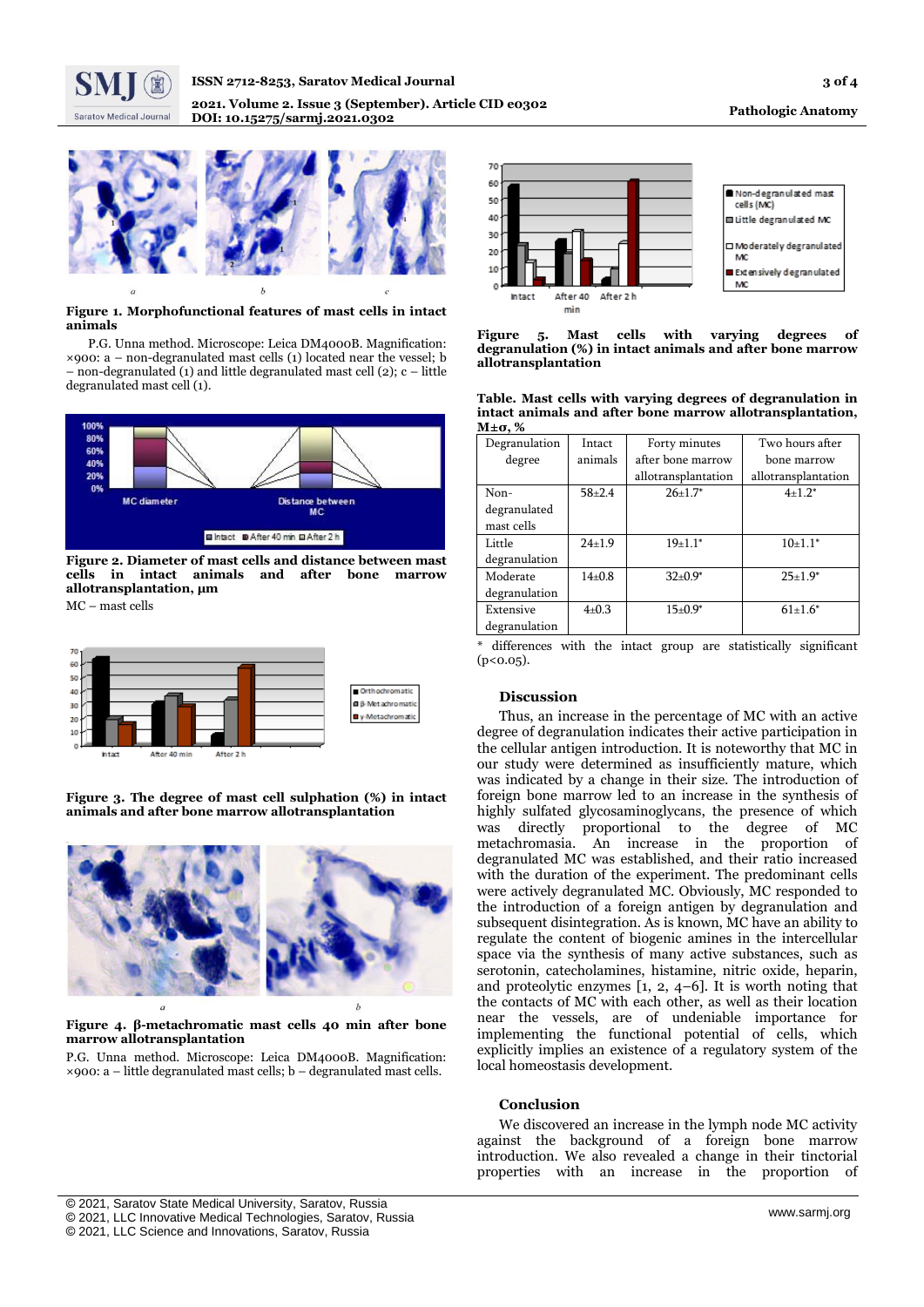**Figure 1. Morphofunctional features of mast cells in intact animals**

P.G. Unna method. Microscope: Leica DM4000B. Magnification: ×900: a – non-degranulated mast cells (1) located near the vessel; b – non-degranulated (1) and little degranulated mast cell (2); c – little degranulated mast cell (1).

**Figure 2. Diameter of mast cells and distance between mast cells in intact animals and after bone marrow allotransplantation, µm**

MC – mast cells

**Figure 3. The degree of mast cell sulphation (%) in intact animals and after bone marrow allotransplantation**

**Figure 4. β-metachromatic mast cells 40 min after bone marrow allotransplantation**

P.G. Unna method. Microscope: Leica DM4000B. Magnification: ×900: a – little degranulated mast cells; b – degranulated mast cells.

**Figure 5. Mast cells with varying degrees of degranulation (%) in intact animals and after bone marrow allotransplantation**

**Table. Mast cells with varying degrees of degranulation in intact animals and after bone marrow allotransplantation, M±σ, %**

| Degranulation degree | Intact animals | Forty minutes after bone marrow allotransplantation | Two hours after bone marrow allotransplantation |
|---|---|---|---|
| Non-degranulated mast cells | 58±2.4 | 26±1.7* | 4±1.2* |
| Little degranulation | 24±1.9 | 19±1.1* | 10±1.1* |
| Moderate degranulation | 14±0.8 | 32±0.9* | 25±1.9* |
| Extensive degranulation | 4±0.3 | 15±0.9* | 61±1.6* |

\* differences with the intact group are statistically significant ($p<0.05$).

## Discussion

Thus, an increase in the percentage of MC with an active degree of degranulation indicates their active participation in the cellular antigen introduction. It is noteworthy that MC in our study were determined as insufficiently mature, which was indicated by a change in their size. The introduction of foreign bone marrow led to an increase in the synthesis of highly sulfated glycosaminoglycans, the presence of which was directly proportional to the degree of MC metachromasia. An increase in the proportion of degranulated MC was established, and their ratio increased with the duration of the experiment. The predominant cells were actively degranulated MC. Obviously, MC responded to the introduction of a foreign antigen by degranulation and subsequent disintegration. As is known, MC have an ability to regulate the content of biogenic amines in the intercellular space via the synthesis of many active substances, such as serotonin, catecholamines, histamine, nitric oxide, heparin, and proteolytic enzymes [1, 2, 4–6]. It is worth noting that the contacts of MC with each other, as well as their location near the vessels, are of undeniable importance for implementing the functional potential of cells, which explicitly implies an existence of a regulatory system of the local homeostasis development.

## Conclusion

We discovered an increase in the lymph node MC activity against the background of a foreign bone marrow introduction. We also revealed a change in their tinctorial properties with an increase in the proportion of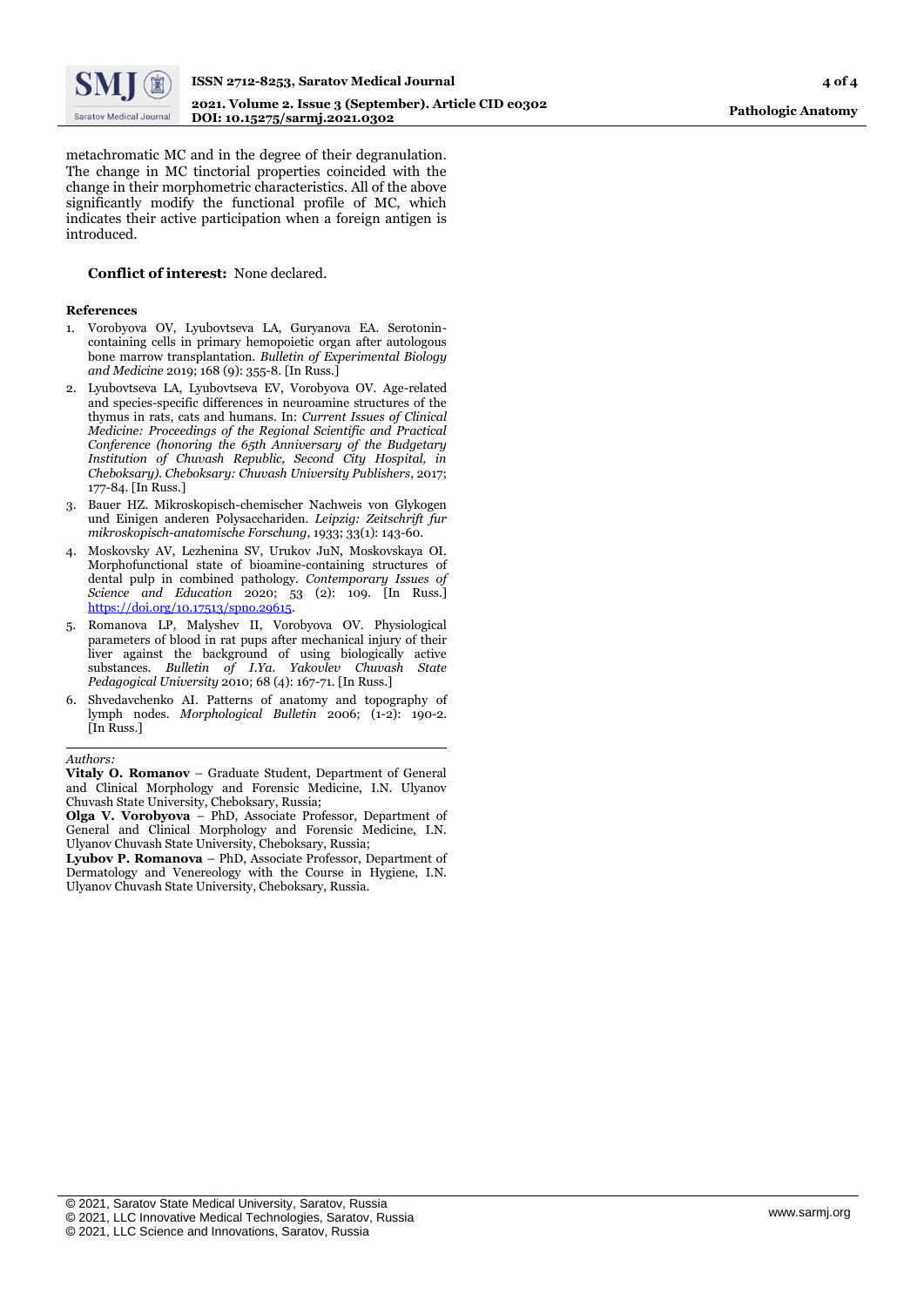metachromatic MC and in the degree of their degranulation. The change in MC tinctorial properties coincided with the change in their morphometric characteristics. All of the above significantly modify the functional profile of MC, which indicates their active participation when a foreign antigen is introduced.

**Conflict of interest:** None declared.

**References**

1. Vorobyova OV, Lyubovtseva LA, Guryanova EA. Serotonin-containing cells in primary hemopoietic organ after autologous bone marrow transplantation. *Bulletin of Experimental Biology and Medicine* 2019; 168 (9): 355-8. [In Russ.]
2. Lyubovtseva LA, Lyubovtseva EV, Vorobyova OV. Age-related and species-specific differences in neuroamine structures of the thymus in rats, cats and humans. In: *Current Issues of Clinical Medicine: Proceedings of the Regional Scientific and Practical Conference (honoring the 65th Anniversary of the Budgetary Institution of Chuvash Republic, Second City Hospital, in Cheboksary). Cheboksary: Chuvash University Publishers*, 2017; 177-84. [In Russ.]
3. Bauer HZ. Mikroskopisch-chemischer Nachweis von Glykogen und Einigen anderen Polysacchariden. *Leipzig: Zeitschrift fur mikroskopisch-anatomische Forschung*, 1933; 33(1): 143-60.
4. Moskovsky AV, Lezhenina SV, Urukov JuN, Moskovskaya OI. Morphofunctional state of bioamine-containing structures of dental pulp in combined pathology. *Contemporary Issues of Science and Education* 2020; 53 (2): 109. [In Russ.] https://doi.org/10.17513/spno.29615.
5. Romanova LP, Malyshev II, Vorobyova OV. Physiological parameters of blood in rat pups after mechanical injury of their liver against the background of using biologically active substances. *Bulletin of I.Ya. Yakovlev Chuvash State Pedagogical University* 2010; 68 (4): 167-71. [In Russ.]
6. Shvedavchenko AI. Patterns of anatomy and topography of lymph nodes. *Morphological Bulletin* 2006; (1-2): 190-2. [In Russ.]

*Authors:*

**Vitaly O. Romanov** – Graduate Student, Department of General and Clinical Morphology and Forensic Medicine, I.N. Ulyanov Chuvash State University, Cheboksary, Russia;

**Olga V. Vorobyova** – PhD, Associate Professor, Department of General and Clinical Morphology and Forensic Medicine, I.N. Ulyanov Chuvash State University, Cheboksary, Russia;

**Lyubov P. Romanova** – PhD, Associate Professor, Department of Dermatology and Venereology with the Course in Hygiene, I.N. Ulyanov Chuvash State University, Cheboksary, Russia.